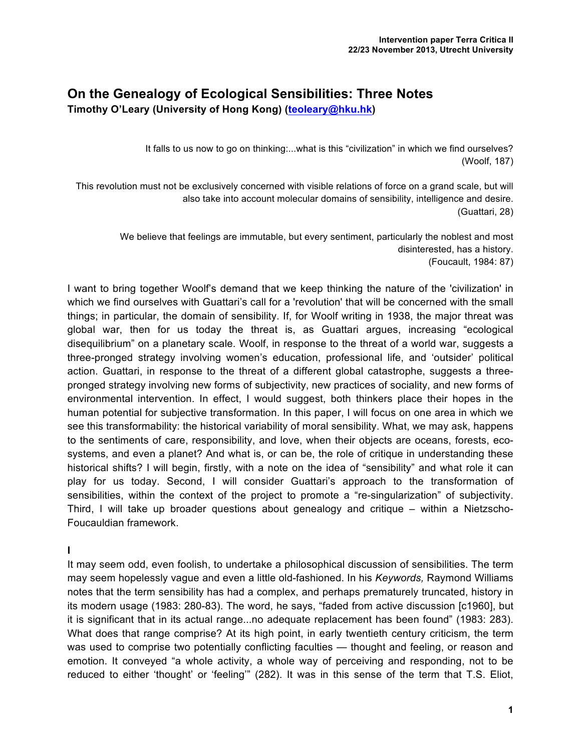# On the Genealogy of Ecological Sensibilities: Three Notes

**Timothy O'Leary (University of Hong Kong) (teoleary@hku.hk)**

> It falls to us now to go on thinking:...what is this "civilization" in which we find ourselves?
> (Woolf, 187)

> This revolution must not be exclusively concerned with visible relations of force on a grand scale, but will also take into account molecular domains of sensibility, intelligence and desire.
> (Guattari, 28)

> We believe that feelings are immutable, but every sentiment, particularly the noblest and most disinterested, has a history.
> (Foucault, 1984: 87)

I want to bring together Woolf's demand that we keep thinking the nature of the 'civilization' in which we find ourselves with Guattari's call for a 'revolution' that will be concerned with the small things; in particular, the domain of sensibility. If, for Woolf writing in 1938, the major threat was global war, then for us today the threat is, as Guattari argues, increasing "ecological disequilibrium" on a planetary scale. Woolf, in response to the threat of a world war, suggests a three-pronged strategy involving women's education, professional life, and 'outsider' political action. Guattari, in response to the threat of a different global catastrophe, suggests a three-pronged strategy involving new forms of subjectivity, new practices of sociality, and new forms of environmental intervention. In effect, I would suggest, both thinkers place their hopes in the human potential for subjective transformation. In this paper, I will focus on one area in which we see this transformability: the historical variability of moral sensibility. What, we may ask, happens to the sentiments of care, responsibility, and love, when their objects are oceans, forests, eco-systems, and even a planet? And what is, or can be, the role of critique in understanding these historical shifts? I will begin, firstly, with a note on the idea of "sensibility" and what role it can play for us today. Second, I will consider Guattari's approach to the transformation of sensibilities, within the context of the project to promote a "re-singularization" of subjectivity. Third, I will take up broader questions about genealogy and critique – within a Nietzscho-Foucauldian framework.

## I

It may seem odd, even foolish, to undertake a philosophical discussion of sensibilities. The term may seem hopelessly vague and even a little old-fashioned. In his *Keywords,* Raymond Williams notes that the term sensibility has had a complex, and perhaps prematurely truncated, history in its modern usage (1983: 280-83). The word, he says, "faded from active discussion [c1960], but it is significant that in its actual range...no adequate replacement has been found" (1983: 283). What does that range comprise? At its high point, in early twentieth century criticism, the term was used to comprise two potentially conflicting faculties — thought and feeling, or reason and emotion. It conveyed "a whole activity, a whole way of perceiving and responding, not to be reduced to either 'thought' or 'feeling'" (282). It was in this sense of the term that T.S. Eliot,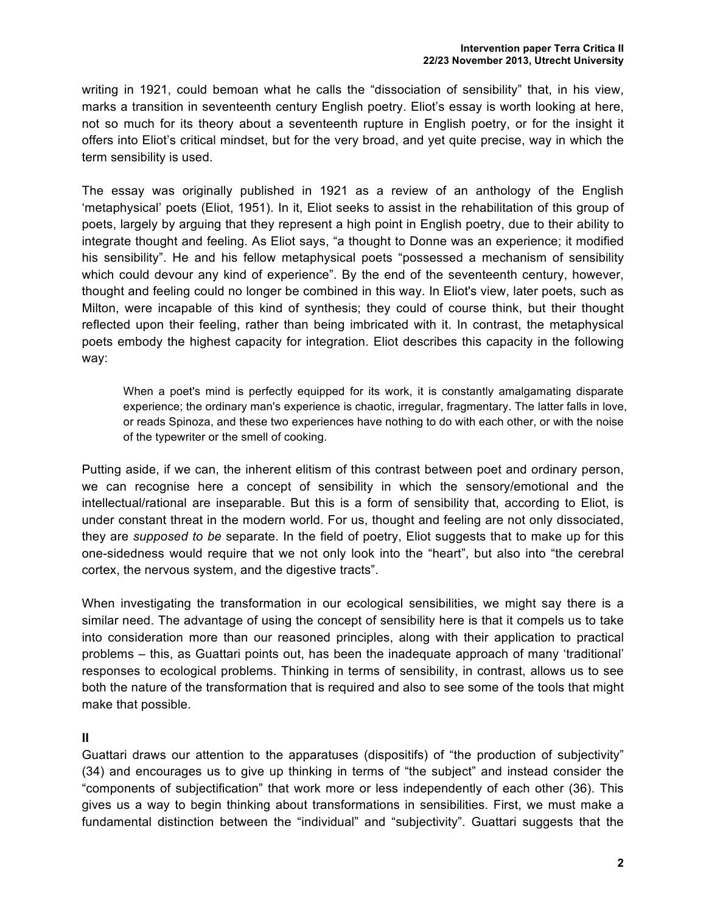writing in 1921, could bemoan what he calls the "dissociation of sensibility" that, in his view, marks a transition in seventeenth century English poetry. Eliot's essay is worth looking at here, not so much for its theory about a seventeenth rupture in English poetry, or for the insight it offers into Eliot's critical mindset, but for the very broad, and yet quite precise, way in which the term sensibility is used.

The essay was originally published in 1921 as a review of an anthology of the English 'metaphysical' poets (Eliot, 1951). In it, Eliot seeks to assist in the rehabilitation of this group of poets, largely by arguing that they represent a high point in English poetry, due to their ability to integrate thought and feeling. As Eliot says, "a thought to Donne was an experience; it modified his sensibility". He and his fellow metaphysical poets "possessed a mechanism of sensibility which could devour any kind of experience". By the end of the seventeenth century, however, thought and feeling could no longer be combined in this way. In Eliot's view, later poets, such as Milton, were incapable of this kind of synthesis; they could of course think, but their thought reflected upon their feeling, rather than being imbricated with it. In contrast, the metaphysical poets embody the highest capacity for integration. Eliot describes this capacity in the following way:

> When a poet's mind is perfectly equipped for its work, it is constantly amalgamating disparate experience; the ordinary man's experience is chaotic, irregular, fragmentary. The latter falls in love, or reads Spinoza, and these two experiences have nothing to do with each other, or with the noise of the typewriter or the smell of cooking.

Putting aside, if we can, the inherent elitism of this contrast between poet and ordinary person, we can recognise here a concept of sensibility in which the sensory/emotional and the intellectual/rational are inseparable. But this is a form of sensibility that, according to Eliot, is under constant threat in the modern world. For us, thought and feeling are not only dissociated, they are *supposed to be* separate. In the field of poetry, Eliot suggests that to make up for this one-sidedness would require that we not only look into the "heart", but also into "the cerebral cortex, the nervous system, and the digestive tracts".

When investigating the transformation in our ecological sensibilities, we might say there is a similar need. The advantage of using the concept of sensibility here is that it compels us to take into consideration more than our reasoned principles, along with their application to practical problems – this, as Guattari points out, has been the inadequate approach of many 'traditional' responses to ecological problems. Thinking in terms of sensibility, in contrast, allows us to see both the nature of the transformation that is required and also to see some of the tools that might make that possible.

## II

Guattari draws our attention to the apparatuses (dispositifs) of "the production of subjectivity" (34) and encourages us to give up thinking in terms of "the subject" and instead consider the "components of subjectification" that work more or less independently of each other (36). This gives us a way to begin thinking about transformations in sensibilities. First, we must make a fundamental distinction between the "individual" and "subjectivity". Guattari suggests that the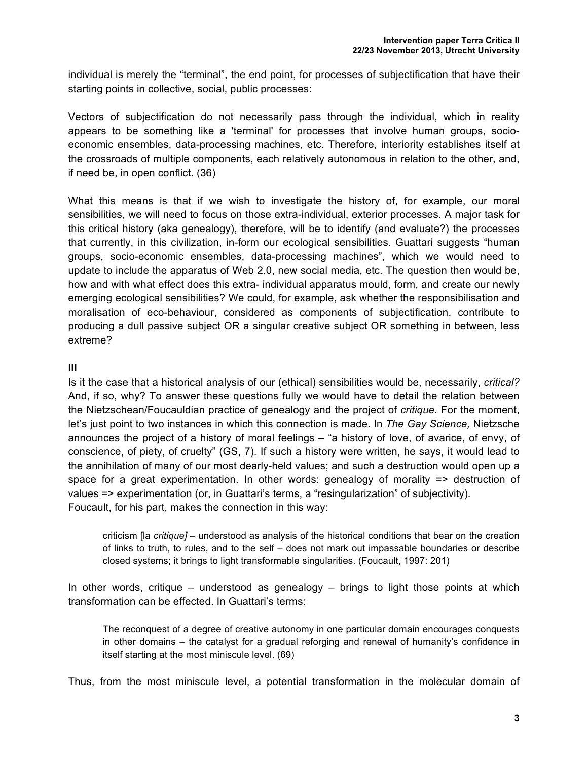individual is merely the “terminal”, the end point, for processes of subjectification that have their starting points in collective, social, public processes:

Vectors of subjectification do not necessarily pass through the individual, which in reality appears to be something like a 'terminal' for processes that involve human groups, socio-economic ensembles, data-processing machines, etc. Therefore, interiority establishes itself at the crossroads of multiple components, each relatively autonomous in relation to the other, and, if need be, in open conflict. (36)

What this means is that if we wish to investigate the history of, for example, our moral sensibilities, we will need to focus on those extra-individual, exterior processes. A major task for this critical history (aka genealogy), therefore, will be to identify (and evaluate?) the processes that currently, in this civilization, in-form our ecological sensibilities. Guattari suggests “human groups, socio-economic ensembles, data-processing machines”, which we would need to update to include the apparatus of Web 2.0, new social media, etc. The question then would be, how and with what effect does this extra- individual apparatus mould, form, and create our newly emerging ecological sensibilities? We could, for example, ask whether the responsibilisation and moralisation of eco-behaviour, considered as components of subjectification, contribute to producing a dull passive subject OR a singular creative subject OR something in between, less extreme?

## III

Is it the case that a historical analysis of our (ethical) sensibilities would be, necessarily, *critical?* And, if so, why? To answer these questions fully we would have to detail the relation between the Nietzschean/Foucauldian practice of genealogy and the project of *critique.* For the moment, let’s just point to two instances in which this connection is made. In *The Gay Science,* Nietzsche announces the project of a history of moral feelings – “a history of love, of avarice, of envy, of conscience, of piety, of cruelty” (GS, 7). If such a history were written, he says, it would lead to the annihilation of many of our most dearly-held values; and such a destruction would open up a space for a great experimentation. In other words: genealogy of morality => destruction of values => experimentation (or, in Guattari’s terms, a “resingularization” of subjectivity).
Foucault, for his part, makes the connection in this way:

> criticism [la *critique]* – understood as analysis of the historical conditions that bear on the creation of links to truth, to rules, and to the self – does not mark out impassable boundaries or describe closed systems; it brings to light transformable singularities. (Foucault, 1997: 201)

In other words, critique – understood as genealogy – brings to light those points at which transformation can be effected. In Guattari’s terms:

> The reconquest of a degree of creative autonomy in one particular domain encourages conquests in other domains – the catalyst for a gradual reforging and renewal of humanity’s confidence in itself starting at the most miniscule level. (69)

Thus, from the most miniscule level, a potential transformation in the molecular domain of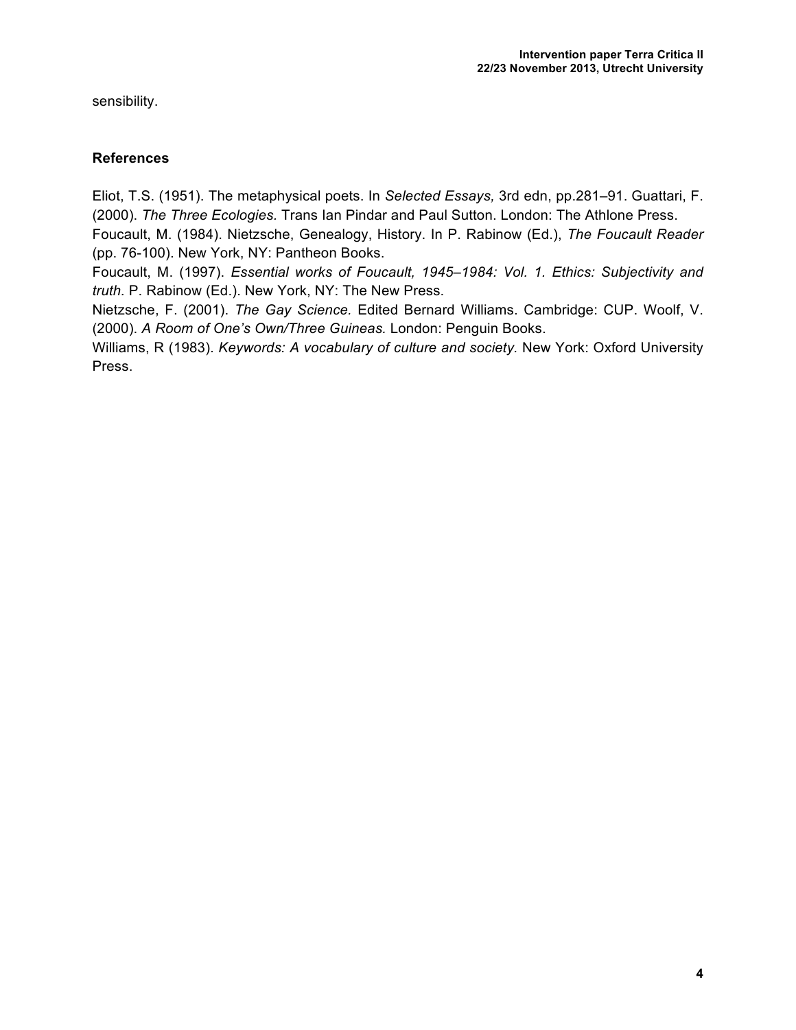sensibility.

### References

Eliot, T.S. (1951). The metaphysical poets. In *Selected Essays,* 3rd edn, pp.281–91. Guattari, F. (2000). *The Three Ecologies.* Trans Ian Pindar and Paul Sutton. London: The Athlone Press.

Foucault, M. (1984). Nietzsche, Genealogy, History. In P. Rabinow (Ed.), *The Foucault Reader* (pp. 76-100). New York, NY: Pantheon Books.

Foucault, M. (1997). *Essential works of Foucault, 1945–1984: Vol. 1. Ethics: Subjectivity and truth.* P. Rabinow (Ed.). New York, NY: The New Press.

Nietzsche, F. (2001). *The Gay Science.* Edited Bernard Williams. Cambridge: CUP. Woolf, V. (2000). *A Room of One's Own/Three Guineas.* London: Penguin Books.

Williams, R (1983). *Keywords: A vocabulary of culture and society.* New York: Oxford University Press.